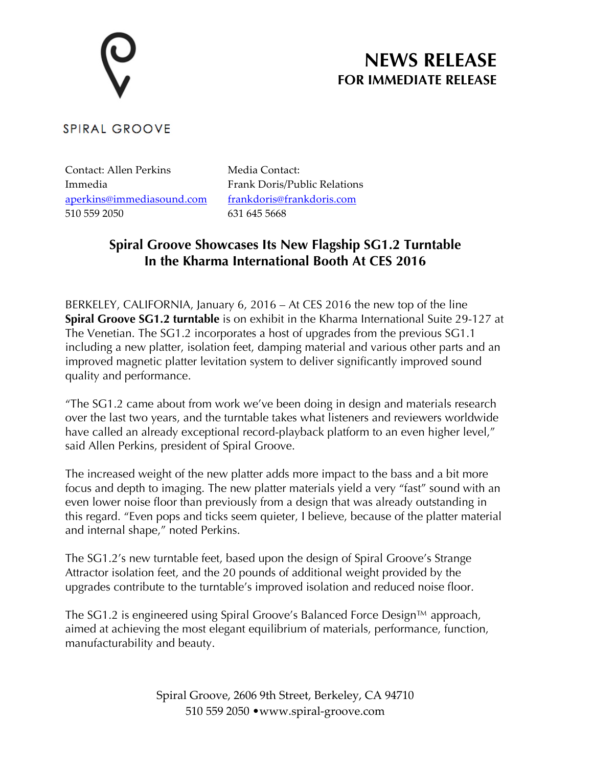SPIRAL GROOVE

# NEWS RELEASE
## FOR IMMEDIATE RELEASE

Contact: Allen Perkins
Immedia
aperkins@immediasound.com
510 559 2050

Media Contact:
Frank Doris/Public Relations
frankdoris@frankdoris.com
631 645 5668

## Spiral Groove Showcases Its New Flagship SG1.2 Turntable In the Kharma International Booth At CES 2016

BERKELEY, CALIFORNIA, January 6, 2016 – At CES 2016 the new top of the line **Spiral Groove SG1.2 turntable** is on exhibit in the Kharma International Suite 29-127 at The Venetian. The SG1.2 incorporates a host of upgrades from the previous SG1.1 including a new platter, isolation feet, damping material and various other parts and an improved magnetic platter levitation system to deliver significantly improved sound quality and performance.

"The SG1.2 came about from work we've been doing in design and materials research over the last two years, and the turntable takes what listeners and reviewers worldwide have called an already exceptional record-playback platform to an even higher level," said Allen Perkins, president of Spiral Groove.

The increased weight of the new platter adds more impact to the bass and a bit more focus and depth to imaging. The new platter materials yield a very "fast" sound with an even lower noise floor than previously from a design that was already outstanding in this regard. "Even pops and ticks seem quieter, I believe, because of the platter material and internal shape," noted Perkins.

The SG1.2's new turntable feet, based upon the design of Spiral Groove's Strange Attractor isolation feet, and the 20 pounds of additional weight provided by the upgrades contribute to the turntable's improved isolation and reduced noise floor.

The SG1.2 is engineered using Spiral Groove's Balanced Force Design™ approach, aimed at achieving the most elegant equilibrium of materials, performance, function, manufacturability and beauty.

Spiral Groove, 2606 9th Street, Berkeley, CA 94710
510 559 2050 •www.spiral-groove.com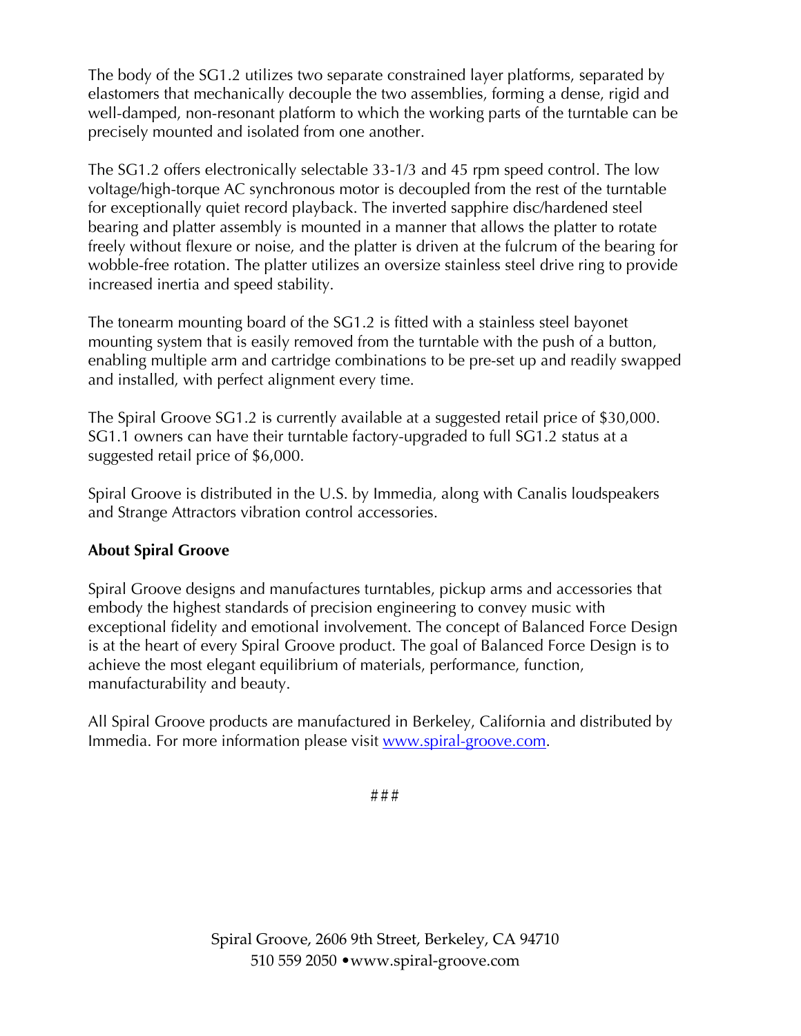The body of the SG1.2 utilizes two separate constrained layer platforms, separated by elastomers that mechanically decouple the two assemblies, forming a dense, rigid and well-damped, non-resonant platform to which the working parts of the turntable can be precisely mounted and isolated from one another.

The SG1.2 offers electronically selectable 33-1/3 and 45 rpm speed control. The low voltage/high-torque AC synchronous motor is decoupled from the rest of the turntable for exceptionally quiet record playback. The inverted sapphire disc/hardened steel bearing and platter assembly is mounted in a manner that allows the platter to rotate freely without flexure or noise, and the platter is driven at the fulcrum of the bearing for wobble-free rotation. The platter utilizes an oversize stainless steel drive ring to provide increased inertia and speed stability.

The tonearm mounting board of the SG1.2 is fitted with a stainless steel bayonet mounting system that is easily removed from the turntable with the push of a button, enabling multiple arm and cartridge combinations to be pre-set up and readily swapped and installed, with perfect alignment every time.

The Spiral Groove SG1.2 is currently available at a suggested retail price of $30,000. SG1.1 owners can have their turntable factory-upgraded to full SG1.2 status at a suggested retail price of $6,000.

Spiral Groove is distributed in the U.S. by Immedia, along with Canalis loudspeakers and Strange Attractors vibration control accessories.

**About Spiral Groove**

Spiral Groove designs and manufactures turntables, pickup arms and accessories that embody the highest standards of precision engineering to convey music with exceptional fidelity and emotional involvement. The concept of Balanced Force Design is at the heart of every Spiral Groove product. The goal of Balanced Force Design is to achieve the most elegant equilibrium of materials, performance, function, manufacturability and beauty.

All Spiral Groove products are manufactured in Berkeley, California and distributed by Immedia. For more information please visit www.spiral-groove.com.

###

Spiral Groove, 2606 9th Street, Berkeley, CA 94710
510 559 2050 •www.spiral-groove.com